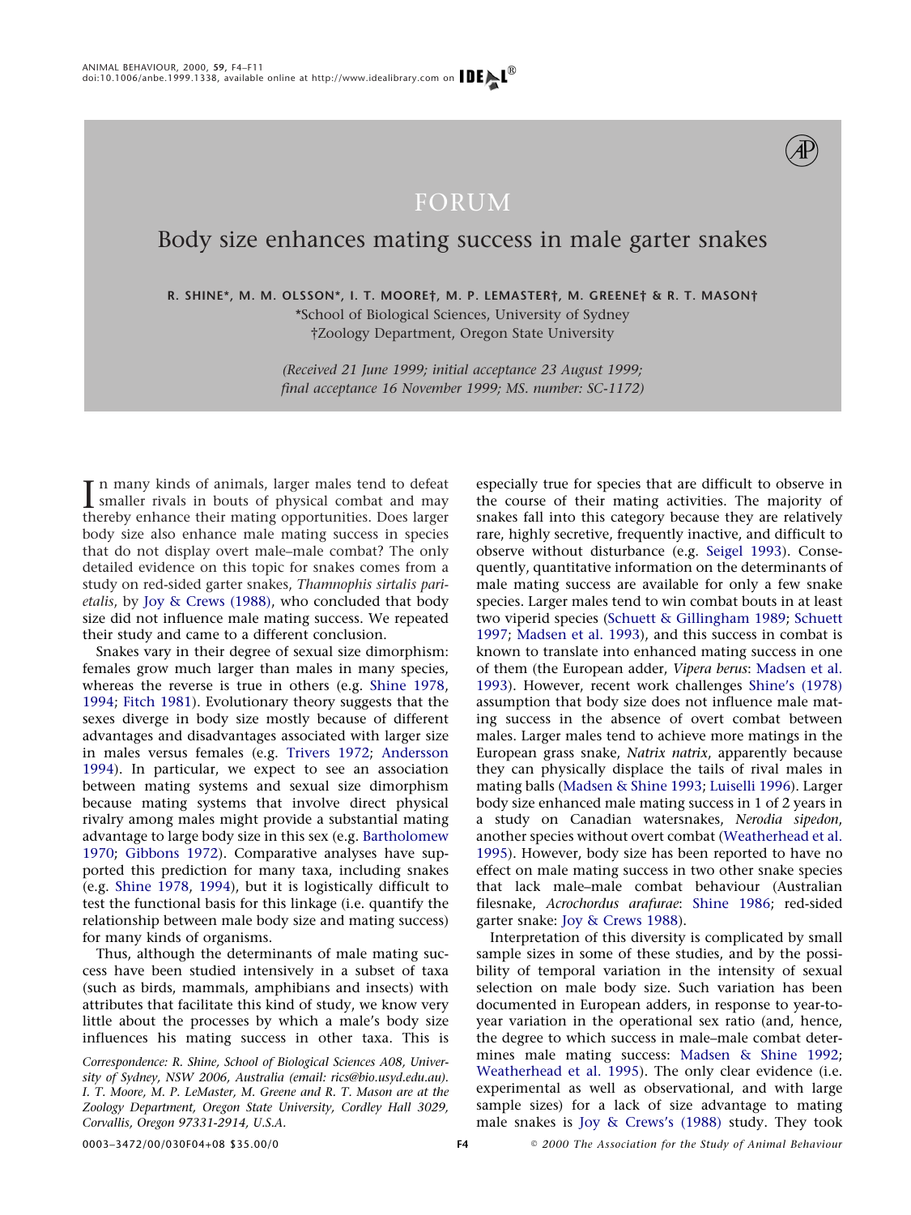# FORUM

## Body size enhances mating success in male garter snakes

**R. SHINE\*, M. M. OLSSON\*, I. T. MOORE†, M. P. LEMASTER†, M. GREENE† & R. T. MASON†**

\*School of Biological Sciences, University of Sydney
†Zoology Department, Oregon State University

*(Received 21 June 1999; initial acceptance 23 August 1999; final acceptance 16 November 1999; MS. number: SC-1172)*

In many kinds of animals, larger males tend to defeat smaller rivals in bouts of physical combat and may thereby enhance their mating opportunities. Does larger body size also enhance male mating success in species that do not display overt male–male combat? The only detailed evidence on this topic for snakes comes from a study on red-sided garter snakes, *Thamnophis sirtalis parietalis*, by Joy & Crews (1988), who concluded that body size did not influence male mating success. We repeated their study and came to a different conclusion.

Snakes vary in their degree of sexual size dimorphism: females grow much larger than males in many species, whereas the reverse is true in others (e.g. Shine 1978, 1994; Fitch 1981). Evolutionary theory suggests that the sexes diverge in body size mostly because of different advantages and disadvantages associated with larger size in males versus females (e.g. Trivers 1972; Andersson 1994). In particular, we expect to see an association between mating systems and sexual size dimorphism because mating systems that involve direct physical rivalry among males might provide a substantial mating advantage to large body size in this sex (e.g. Bartholomew 1970; Gibbons 1972). Comparative analyses have supported this prediction for many taxa, including snakes (e.g. Shine 1978, 1994), but it is logistically difficult to test the functional basis for this linkage (i.e. quantify the relationship between male body size and mating success) for many kinds of organisms.

Thus, although the determinants of male mating success have been studied intensively in a subset of taxa (such as birds, mammals, amphibians and insects) with attributes that facilitate this kind of study, we know very little about the processes by which a male's body size influences his mating success in other taxa. This is especially true for species that are difficult to observe in the course of their mating activities. The majority of snakes fall into this category because they are relatively rare, highly secretive, frequently inactive, and difficult to observe without disturbance (e.g. Seigel 1993). Consequently, quantitative information on the determinants of male mating success are available for only a few snake species. Larger males tend to win combat bouts in at least two viperid species (Schuett & Gillingham 1989; Schuett 1997; Madsen et al. 1993), and this success in combat is known to translate into enhanced mating success in one of them (the European adder, *Vipera berus*: Madsen et al. 1993). However, recent work challenges Shine's (1978) assumption that body size does not influence male mating success in the absence of overt combat between males. Larger males tend to achieve more matings in the European grass snake, *Natrix natrix*, apparently because they can physically displace the tails of rival males in mating balls (Madsen & Shine 1993; Luiselli 1996). Larger body size enhanced male mating success in 1 of 2 years in a study on Canadian watersnakes, *Nerodia sipedon*, another species without overt combat (Weatherhead et al. 1995). However, body size has been reported to have no effect on male mating success in two other snake species that lack male–male combat behaviour (Australian filesnake, *Acrochordus arafurae*: Shine 1986; red-sided garter snake: Joy & Crews 1988).

Interpretation of this diversity is complicated by small sample sizes in some of these studies, and by the possibility of temporal variation in the intensity of sexual selection on male body size. Such variation has been documented in European adders, in response to year-to-year variation in the operational sex ratio (and, hence, the degree to which success in male–male combat determines male mating success: Madsen & Shine 1992; Weatherhead et al. 1995). The only clear evidence (i.e. experimental as well as observational, and with large sample sizes) for a lack of size advantage to mating male snakes is Joy & Crews's (1988) study. They took

*Correspondence: R. Shine, School of Biological Sciences A08, University of Sydney, NSW 2006, Australia (email: rics@bio.usyd.edu.au). I. T. Moore, M. P. LeMaster, M. Greene and R. T. Mason are at the Zoology Department, Oregon State University, Cordley Hall 3029, Corvallis, Oregon 97331-2914, U.S.A.*

0003–3472/00/030F04+08 $35.00/0 © 2000 The Association for the Study of Animal Behaviour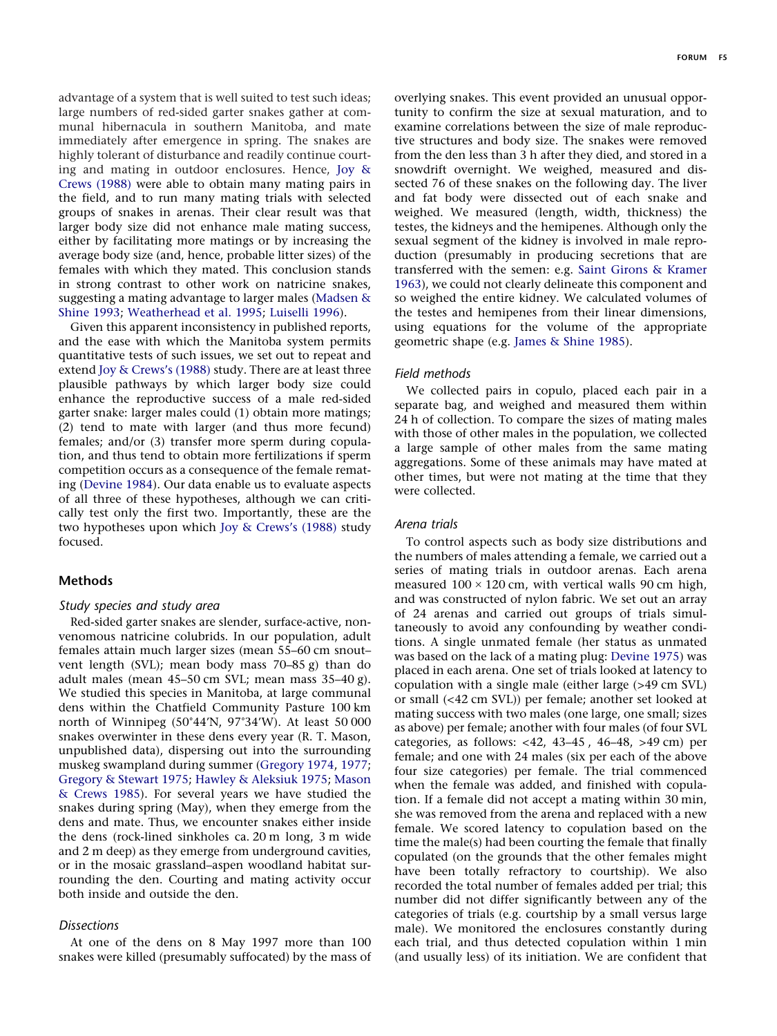advantage of a system that is well suited to test such ideas; large numbers of red-sided garter snakes gather at communal hibernacula in southern Manitoba, and mate immediately after emergence in spring. The snakes are highly tolerant of disturbance and readily continue courting and mating in outdoor enclosures. Hence, Joy & Crews (1988) were able to obtain many mating pairs in the field, and to run many mating trials with selected groups of snakes in arenas. Their clear result was that larger body size did not enhance male mating success, either by facilitating more matings or by increasing the average body size (and, hence, probable litter sizes) of the females with which they mated. This conclusion stands in strong contrast to other work on natricine snakes, suggesting a mating advantage to larger males (Madsen & Shine 1993; Weatherhead et al. 1995; Luiselli 1996).

Given this apparent inconsistency in published reports, and the ease with which the Manitoba system permits quantitative tests of such issues, we set out to repeat and extend Joy & Crews's (1988) study. There are at least three plausible pathways by which larger body size could enhance the reproductive success of a male red-sided garter snake: larger males could (1) obtain more matings; (2) tend to mate with larger (and thus more fecund) females; and/or (3) transfer more sperm during copulation, and thus tend to obtain more fertilizations if sperm competition occurs as a consequence of the female remating (Devine 1984). Our data enable us to evaluate aspects of all three of these hypotheses, although we can critically test only the first two. Importantly, these are the two hypotheses upon which Joy & Crews's (1988) study focused.

## Methods

### *Study species and study area*

Red-sided garter snakes are slender, surface-active, nonvenomous natricine colubrids. In our population, adult females attain much larger sizes (mean 55–60 cm snout–vent length (SVL); mean body mass 70–85 g) than do adult males (mean 45–50 cm SVL; mean mass 35–40 g). We studied this species in Manitoba, at large communal dens within the Chatfield Community Pasture 100 km north of Winnipeg (50°44′N, 97°34′W). At least 50 000 snakes overwinter in these dens every year (R. T. Mason, unpublished data), dispersing out into the surrounding muskeg swampland during summer (Gregory 1974, 1977; Gregory & Stewart 1975; Hawley & Aleksiuk 1975; Mason & Crews 1985). For several years we have studied the snakes during spring (May), when they emerge from the dens and mate. Thus, we encounter snakes either inside the dens (rock-lined sinkholes ca. 20 m long, 3 m wide and 2 m deep) as they emerge from underground cavities, or in the mosaic grassland–aspen woodland habitat surrounding the den. Courting and mating activity occur both inside and outside the den.

### *Dissections*

At one of the dens on 8 May 1997 more than 100 snakes were killed (presumably suffocated) by the mass of overlying snakes. This event provided an unusual opportunity to confirm the size at sexual maturation, and to examine correlations between the size of male reproductive structures and body size. The snakes were removed from the den less than 3 h after they died, and stored in a snowdrift overnight. We weighed, measured and dissected 76 of these snakes on the following day. The liver and fat body were dissected out of each snake and weighed. We measured (length, width, thickness) the testes, the kidneys and the hemipenes. Although only the sexual segment of the kidney is involved in male reproduction (presumably in producing secretions that are transferred with the semen: e.g. Saint Girons & Kramer 1963), we could not clearly delineate this component and so weighed the entire kidney. We calculated volumes of the testes and hemipenes from their linear dimensions, using equations for the volume of the appropriate geometric shape (e.g. James & Shine 1985).

### *Field methods*

We collected pairs in copulo, placed each pair in a separate bag, and weighed and measured them within 24 h of collection. To compare the sizes of mating males with those of other males in the population, we collected a large sample of other males from the same mating aggregations. Some of these animals may have mated at other times, but were not mating at the time that they were collected.

### *Arena trials*

To control aspects such as body size distributions and the numbers of males attending a female, we carried out a series of mating trials in outdoor arenas. Each arena measured 100 × 120 cm, with vertical walls 90 cm high, and was constructed of nylon fabric. We set out an array of 24 arenas and carried out groups of trials simultaneously to avoid any confounding by weather conditions. A single unmated female (her status as unmated was based on the lack of a mating plug: Devine 1975) was placed in each arena. One set of trials looked at latency to copulation with a single male (either large (>49 cm SVL) or small (<42 cm SVL)) per female; another set looked at mating success with two males (one large, one small; sizes as above) per female; another with four males (of four SVL categories, as follows: <42, 43–45 , 46–48, >49 cm) per female; and one with 24 males (six per each of the above four size categories) per female. The trial commenced when the female was added, and finished with copulation. If a female did not accept a mating within 30 min, she was removed from the arena and replaced with a new female. We scored latency to copulation based on the time the male(s) had been courting the female that finally copulated (on the grounds that the other females might have been totally refractory to courtship). We also recorded the total number of females added per trial; this number did not differ significantly between any of the categories of trials (e.g. courtship by a small versus large male). We monitored the enclosures constantly during each trial, and thus detected copulation within 1 min (and usually less) of its initiation. We are confident that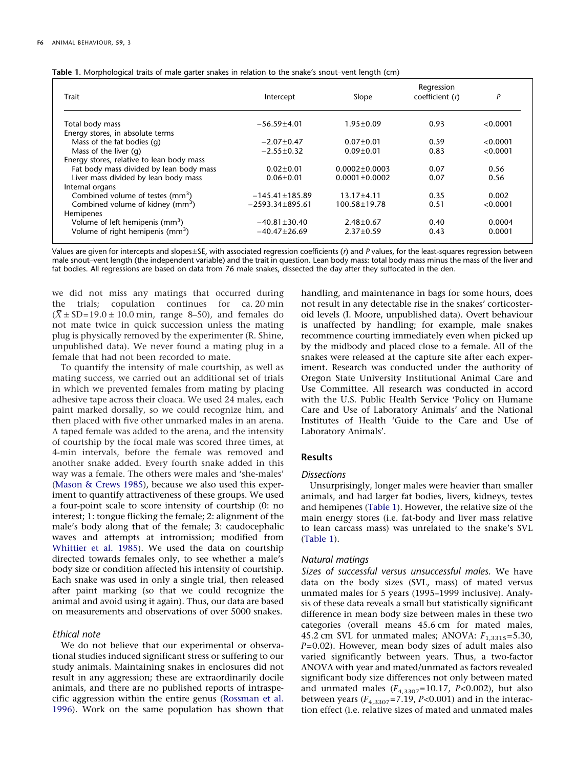**Table 1.** Morphological traits of male garter snakes in relation to the snake's snout–vent length (cm)

| Trait | Intercept | Slope | Regression coefficient (*r*) | *P* |
|---|---|---|---|---|
| Total body mass | −56.59±4.01 | 1.95±0.09 | 0.93 | <0.0001 |
| Energy stores, in absolute terms | | | | |
| Mass of the fat bodies (g) | −2.07±0.47 | 0.07±0.01 | 0.59 | <0.0001 |
| Mass of the liver (g) | −2.55±0.32 | 0.09±0.01 | 0.83 | <0.0001 |
| Energy stores, relative to lean body mass | | | | |
| Fat body mass divided by lean body mass | 0.02±0.01 | 0.0002±0.0003 | 0.07 | 0.56 |
| Liver mass divided by lean body mass | 0.06±0.01 | 0.0001±0.0002 | 0.07 | 0.56 |
| Internal organs | | | | |
| Combined volume of testes ($mm^3$) | −145.41±185.89 | 13.17±4.11 | 0.35 | 0.002 |
| Combined volume of kidney ($mm^3$) | −2593.34±895.61 | 100.58±19.78 | 0.51 | <0.0001 |
| Hemipenes | | | | |
| Volume of left hemipenis ($mm^3$) | −40.81±30.40 | 2.48±0.67 | 0.40 | 0.0004 |
| Volume of right hemipenis ($mm^3$) | −40.47±26.69 | 2.37±0.59 | 0.43 | 0.0001 |

Values are given for intercepts and slopes±SE, with associated regression coefficients (*r*) and *P* values, for the least-squares regression between male snout–vent length (the independent variable) and the trait in question. Lean body mass: total body mass minus the mass of the liver and fat bodies. All regressions are based on data from 76 male snakes, dissected the day after they suffocated in the den.

we did not miss any matings that occurred during the trials; copulation continues for ca. 20 min ($\bar{X} \pm SD = 19.0 \pm 10.0$ min, range 8–50), and females do not mate twice in quick succession unless the mating plug is physically removed by the experimenter (R. Shine, unpublished data). We never found a mating plug in a female that had not been recorded to mate.

To quantify the intensity of male courtship, as well as mating success, we carried out an additional set of trials in which we prevented females from mating by placing adhesive tape across their cloaca. We used 24 males, each paint marked dorsally, so we could recognize him, and then placed with five other unmarked males in an arena. A taped female was added to the arena, and the intensity of courtship by the focal male was scored three times, at 4-min intervals, before the female was removed and another snake added. Every fourth snake added in this way was a female. The others were males and 'she-males' (Mason & Crews 1985), because we also used this experiment to quantify attractiveness of these groups. We used a four-point scale to score intensity of courtship (0: no interest; 1: tongue flicking the female; 2: alignment of the male's body along that of the female; 3: caudocephalic waves and attempts at intromission; modified from Whittier et al. 1985). We used the data on courtship directed towards females only, to see whether a male's body size or condition affected his intensity of courtship. Each snake was used in only a single trial, then released after paint marking (so that we could recognize the animal and avoid using it again). Thus, our data are based on measurements and observations of over 5000 snakes.

### Ethical note

We do not believe that our experimental or observational studies induced significant stress or suffering to our study animals. Maintaining snakes in enclosures did not result in any aggression; these are extraordinarily docile animals, and there are no published reports of intraspecific aggression within the entire genus (Rossman et al. 1996). Work on the same population has shown that handling, and maintenance in bags for some hours, does not result in any detectable rise in the snakes' corticosteroid levels (I. Moore, unpublished data). Overt behaviour is unaffected by handling; for example, male snakes recommence courting immediately even when picked up by the midbody and placed close to a female. All of the snakes were released at the capture site after each experiment. Research was conducted under the authority of Oregon State University Institutional Animal Care and Use Committee. All research was conducted in accord with the U.S. Public Health Service 'Policy on Humane Care and Use of Laboratory Animals' and the National Institutes of Health 'Guide to the Care and Use of Laboratory Animals'.

## Results

### Dissections

Unsurprisingly, longer males were heavier than smaller animals, and had larger fat bodies, livers, kidneys, testes and hemipenes (Table 1). However, the relative size of the main energy stores (i.e. fat-body and liver mass relative to lean carcass mass) was unrelated to the snake's SVL (Table 1).

### Natural matings

*Sizes of successful versus unsuccessful males.* We have data on the body sizes (SVL, mass) of mated versus unmated males for 5 years (1995–1999 inclusive). Analysis of these data reveals a small but statistically significant difference in mean body size between males in these two categories (overall means 45.6 cm for mated males, 45.2 cm SVL for unmated males; ANOVA: $F_{1,3315}=5.30$, $P=0.02$). However, mean body sizes of adult males also varied significantly between years. Thus, a two-factor ANOVA with year and mated/unmated as factors revealed significant body size differences not only between mated and unmated males ($F_{4,3307}=10.17$, $P<0.002$), but also between years ($F_{4,3307}=7.19$, $P<0.001$) and in the interaction effect (i.e. relative sizes of mated and unmated males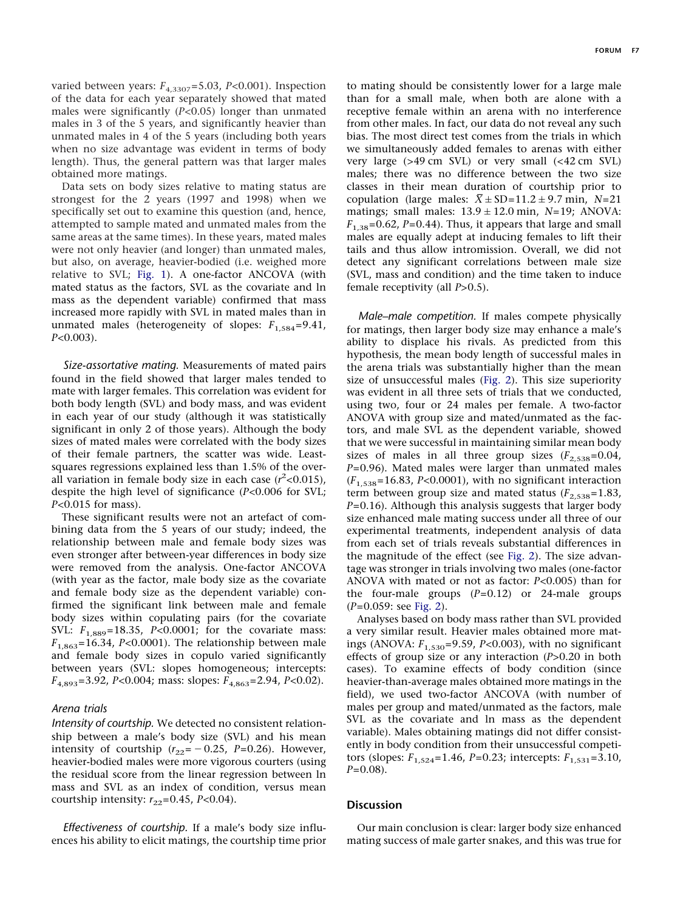varied between years: $F_{4,3307}$=5.03, $P$<0.001). Inspection of the data for each year separately showed that mated males were significantly ($P$<0.05) longer than unmated males in 3 of the 5 years, and significantly heavier than unmated males in 4 of the 5 years (including both years when no size advantage was evident in terms of body length). Thus, the general pattern was that larger males obtained more matings.

Data sets on body sizes relative to mating status are strongest for the 2 years (1997 and 1998) when we specifically set out to examine this question (and, hence, attempted to sample mated and unmated males from the same areas at the same times). In these years, mated males were not only heavier (and longer) than unmated males, but also, on average, heavier-bodied (i.e. weighed more relative to SVL; Fig. 1). A one-factor ANCOVA (with mated status as the factors, SVL as the covariate and ln mass as the dependent variable) confirmed that mass increased more rapidly with SVL in mated males than in unmated males (heterogeneity of slopes: $F_{1,584}$=9.41, $P$<0.003).

*Size-assortative mating.* Measurements of mated pairs found in the field showed that larger males tended to mate with larger females. This correlation was evident for both body length (SVL) and body mass, and was evident in each year of our study (although it was statistically significant in only 2 of those years). Although the body sizes of mated males were correlated with the body sizes of their female partners, the scatter was wide. Least-squares regressions explained less than 1.5% of the overall variation in female body size in each case ($r^2$<0.015), despite the high level of significance ($P$<0.006 for SVL; $P$<0.015 for mass).

These significant results were not an artefact of combining data from the 5 years of our study; indeed, the relationship between male and female body sizes was even stronger after between-year differences in body size were removed from the analysis. One-factor ANCOVA (with year as the factor, male body size as the covariate and female body size as the dependent variable) confirmed the significant link between male and female body sizes within copulating pairs (for the covariate SVL: $F_{1,889}$=18.35, $P$<0.0001; for the covariate mass: $F_{1,863}$=16.34, $P$<0.0001). The relationship between male and female body sizes in copulo varied significantly between years (SVL: slopes homogeneous; intercepts: $F_{4,893}$=3.92, $P$<0.004; mass: slopes: $F_{4,863}$=2.94, $P$<0.02).

### Arena trials

*Intensity of courtship.* We detected no consistent relationship between a male's body size (SVL) and his mean intensity of courtship ($r_{22}=-0.25$, $P$=0.26). However, heavier-bodied males were more vigorous courters (using the residual score from the linear regression between ln mass and SVL as an index of condition, versus mean courtship intensity: $r_{22}$=0.45, $P$<0.04).

*Effectiveness of courtship.* If a male's body size influences his ability to elicit matings, the courtship time prior to mating should be consistently lower for a large male than for a small male, when both are alone with a receptive female within an arena with no interference from other males. In fact, our data do not reveal any such bias. The most direct test comes from the trials in which we simultaneously added females to arenas with either very large (>49 cm SVL) or very small (<42 cm SVL) males; there was no difference between the two size classes in their mean duration of courtship prior to copulation (large males: $\bar{X}\pm$SD=11.2 ± 9.7 min, $N$=21 matings; small males: 13.9 ± 12.0 min, $N$=19; ANOVA: $F_{1,38}$=0.62, $P$=0.44). Thus, it appears that large and small males are equally adept at inducing females to lift their tails and thus allow intromission. Overall, we did not detect any significant correlations between male size (SVL, mass and condition) and the time taken to induce female receptivity (all $P$>0.5).

*Male–male competition.* If males compete physically for matings, then larger body size may enhance a male's ability to displace his rivals. As predicted from this hypothesis, the mean body length of successful males in the arena trials was substantially higher than the mean size of unsuccessful males (Fig. 2). This size superiority was evident in all three sets of trials that we conducted, using two, four or 24 males per female. A two-factor ANOVA with group size and mated/unmated as the factors, and male SVL as the dependent variable, showed that we were successful in maintaining similar mean body sizes of males in all three group sizes ($F_{2,538}$=0.04, $P$=0.96). Mated males were larger than unmated males ($F_{1,538}$=16.83, $P$<0.0001), with no significant interaction term between group size and mated status ($F_{2,538}$=1.83, $P$=0.16). Although this analysis suggests that larger body size enhanced male mating success under all three of our experimental treatments, independent analysis of data from each set of trials reveals substantial differences in the magnitude of the effect (see Fig. 2). The size advantage was stronger in trials involving two males (one-factor ANOVA with mated or not as factor: $P$<0.005) than for the four-male groups ($P$=0.12) or 24-male groups ($P$=0.059: see Fig. 2).

Analyses based on body mass rather than SVL provided a very similar result. Heavier males obtained more matings (ANOVA: $F_{1,530}$=9.59, $P$<0.003), with no significant effects of group size or any interaction ($P$>0.20 in both cases). To examine effects of body condition (since heavier-than-average males obtained more matings in the field), we used two-factor ANCOVA (with number of males per group and mated/unmated as the factors, male SVL as the covariate and ln mass as the dependent variable). Males obtaining matings did not differ consistently in body condition from their unsuccessful competitors (slopes: $F_{1,524}$=1.46, $P$=0.23; intercepts: $F_{1,531}$=3.10, $P$=0.08).

## Discussion

Our main conclusion is clear: larger body size enhanced mating success of male garter snakes, and this was true for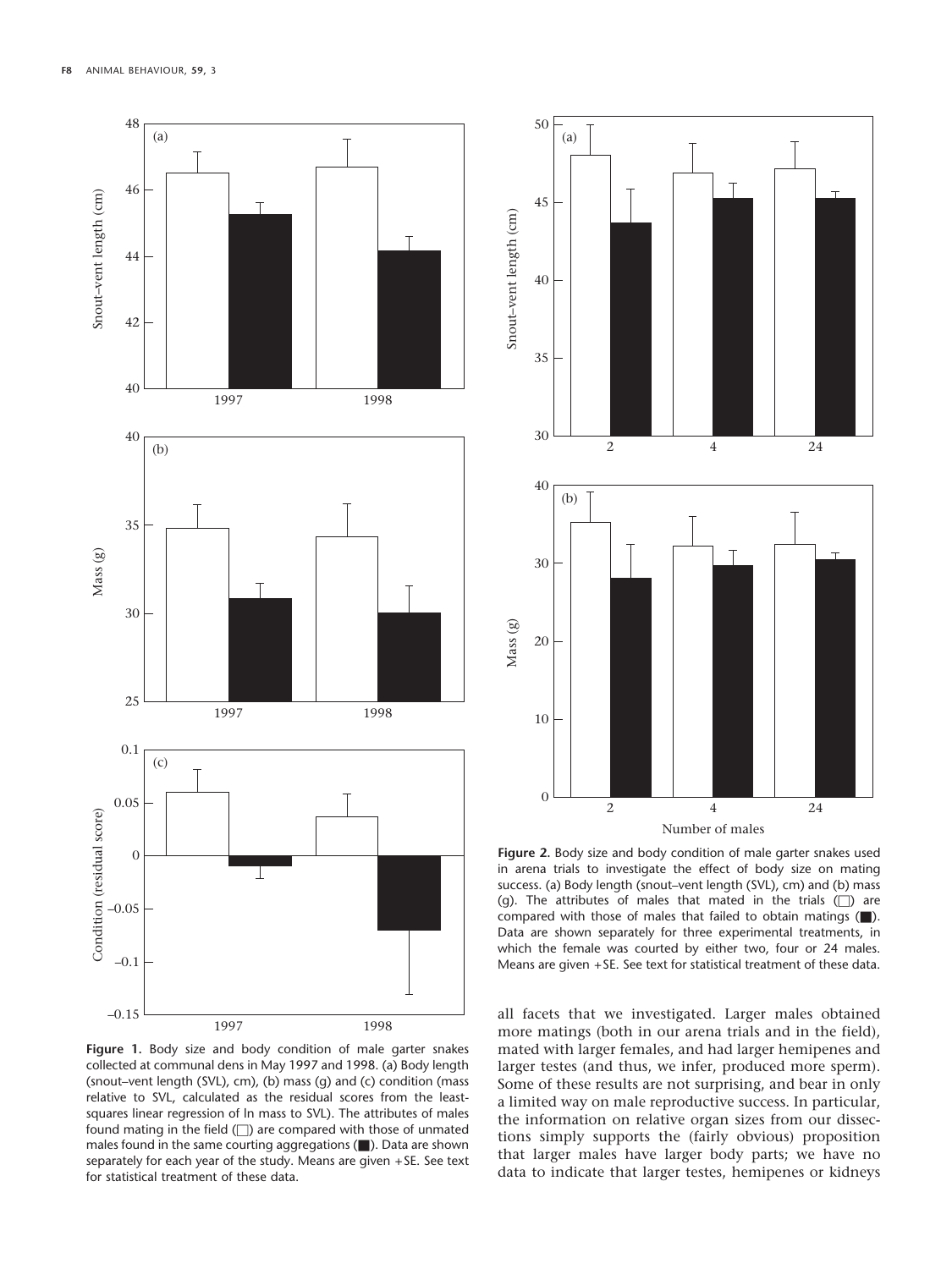**Figure 1.** Body size and body condition of male garter snakes collected at communal dens in May 1997 and 1998. (a) Body length (snout–vent length (SVL), cm), (b) mass (g) and (c) condition (mass relative to SVL, calculated as the residual scores from the least-squares linear regression of ln mass to SVL). The attributes of males found mating in the field (□) are compared with those of unmated males found in the same courting aggregations (■). Data are shown separately for each year of the study. Means are given +SE. See text for statistical treatment of these data.

**Figure 2.** Body size and body condition of male garter snakes used in arena trials to investigate the effect of body size on mating success. (a) Body length (snout–vent length (SVL), cm) and (b) mass (g). The attributes of males that mated in the trials (□) are compared with those of males that failed to obtain matings (■). Data are shown separately for three experimental treatments, in which the female was courted by either two, four or 24 males. Means are given +SE. See text for statistical treatment of these data.

all facets that we investigated. Larger males obtained more matings (both in our arena trials and in the field), mated with larger females, and had larger hemipenes and larger testes (and thus, we infer, produced more sperm). Some of these results are not surprising, and bear in only a limited way on male reproductive success. In particular, the information on relative organ sizes from our dissections simply supports the (fairly obvious) proposition that larger males have larger body parts; we have no data to indicate that larger testes, hemipenes or kidneys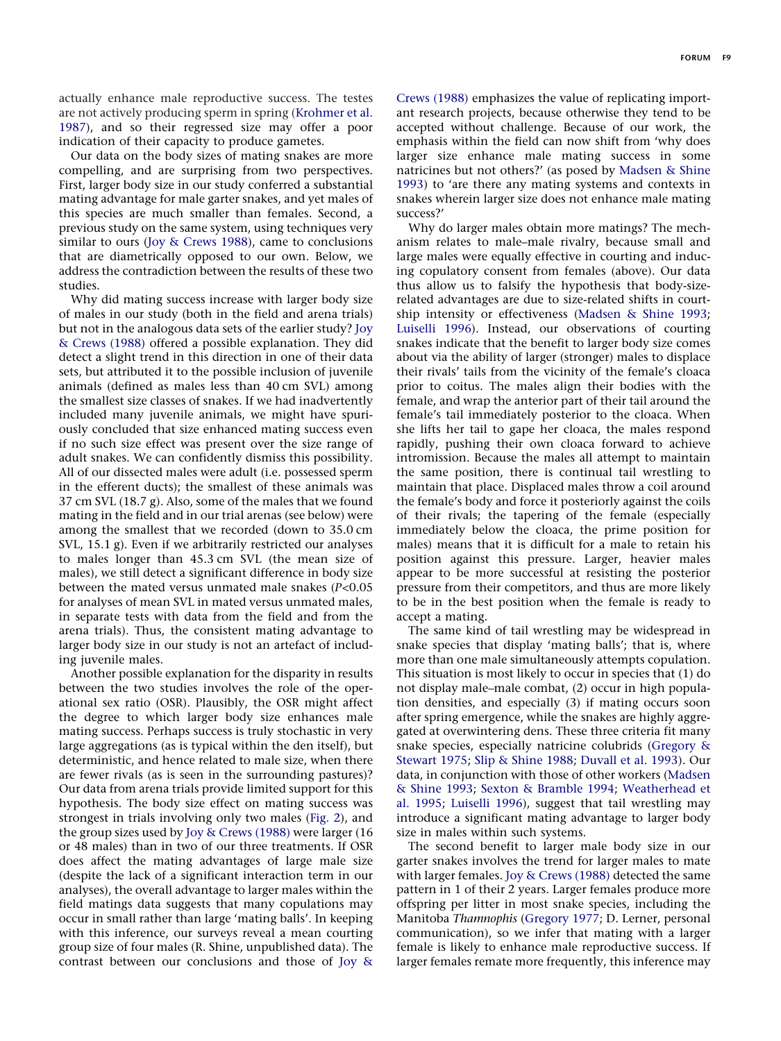actually enhance male reproductive success. The testes are not actively producing sperm in spring (Krohmer et al. 1987), and so their regressed size may offer a poor indication of their capacity to produce gametes.

Our data on the body sizes of mating snakes are more compelling, and are surprising from two perspectives. First, larger body size in our study conferred a substantial mating advantage for male garter snakes, and yet males of this species are much smaller than females. Second, a previous study on the same system, using techniques very similar to ours (Joy & Crews 1988), came to conclusions that are diametrically opposed to our own. Below, we address the contradiction between the results of these two studies.

Why did mating success increase with larger body size of males in our study (both in the field and arena trials) but not in the analogous data sets of the earlier study? Joy & Crews (1988) offered a possible explanation. They did detect a slight trend in this direction in one of their data sets, but attributed it to the possible inclusion of juvenile animals (defined as males less than 40 cm SVL) among the smallest size classes of snakes. If we had inadvertently included many juvenile animals, we might have spuriously concluded that size enhanced mating success even if no such size effect was present over the size range of adult snakes. We can confidently dismiss this possibility. All of our dissected males were adult (i.e. possessed sperm in the efferent ducts); the smallest of these animals was 37 cm SVL (18.7 g). Also, some of the males that we found mating in the field and in our trial arenas (see below) were among the smallest that we recorded (down to 35.0 cm SVL, 15.1 g). Even if we arbitrarily restricted our analyses to males longer than 45.3 cm SVL (the mean size of males), we still detect a significant difference in body size between the mated versus unmated male snakes ($P<0.05$ for analyses of mean SVL in mated versus unmated males, in separate tests with data from the field and from the arena trials). Thus, the consistent mating advantage to larger body size in our study is not an artefact of including juvenile males.

Another possible explanation for the disparity in results between the two studies involves the role of the operational sex ratio (OSR). Plausibly, the OSR might affect the degree to which larger body size enhances male mating success. Perhaps success is truly stochastic in very large aggregations (as is typical within the den itself), but deterministic, and hence related to male size, when there are fewer rivals (as is seen in the surrounding pastures)? Our data from arena trials provide limited support for this hypothesis. The body size effect on mating success was strongest in trials involving only two males (Fig. 2), and the group sizes used by Joy & Crews (1988) were larger (16 or 48 males) than in two of our three treatments. If OSR does affect the mating advantages of large male size (despite the lack of a significant interaction term in our analyses), the overall advantage to larger males within the field matings data suggests that many copulations may occur in small rather than large 'mating balls'. In keeping with this inference, our surveys reveal a mean courting group size of four males (R. Shine, unpublished data). The contrast between our conclusions and those of Joy & Crews (1988) emphasizes the value of replicating important research projects, because otherwise they tend to be accepted without challenge. Because of our work, the emphasis within the field can now shift from 'why does larger size enhance male mating success in some natricines but not others?' (as posed by Madsen & Shine 1993) to 'are there any mating systems and contexts in snakes wherein larger size does not enhance male mating success?'

Why do larger males obtain more matings? The mechanism relates to male–male rivalry, because small and large males were equally effective in courting and inducing copulatory consent from females (above). Our data thus allow us to falsify the hypothesis that body-size-related advantages are due to size-related shifts in courtship intensity or effectiveness (Madsen & Shine 1993; Luiselli 1996). Instead, our observations of courting snakes indicate that the benefit to larger body size comes about via the ability of larger (stronger) males to displace their rivals' tails from the vicinity of the female's cloaca prior to coitus. The males align their bodies with the female, and wrap the anterior part of their tail around the female's tail immediately posterior to the cloaca. When she lifts her tail to gape her cloaca, the males respond rapidly, pushing their own cloaca forward to achieve intromission. Because the males all attempt to maintain the same position, there is continual tail wrestling to maintain that place. Displaced males throw a coil around the female's body and force it posteriorly against the coils of their rivals; the tapering of the female (especially immediately below the cloaca, the prime position for males) means that it is difficult for a male to retain his position against this pressure. Larger, heavier males appear to be more successful at resisting the posterior pressure from their competitors, and thus are more likely to be in the best position when the female is ready to accept a mating.

The same kind of tail wrestling may be widespread in snake species that display 'mating balls'; that is, where more than one male simultaneously attempts copulation. This situation is most likely to occur in species that (1) do not display male–male combat, (2) occur in high population densities, and especially (3) if mating occurs soon after spring emergence, while the snakes are highly aggregated at overwintering dens. These three criteria fit many snake species, especially natricine colubrids (Gregory & Stewart 1975; Slip & Shine 1988; Duvall et al. 1993). Our data, in conjunction with those of other workers (Madsen & Shine 1993; Sexton & Bramble 1994; Weatherhead et al. 1995; Luiselli 1996), suggest that tail wrestling may introduce a significant mating advantage to larger body size in males within such systems.

The second benefit to larger male body size in our garter snakes involves the trend for larger males to mate with larger females. Joy & Crews (1988) detected the same pattern in 1 of their 2 years. Larger females produce more offspring per litter in most snake species, including the Manitoba *Thamnophis* (Gregory 1977; D. Lerner, personal communication), so we infer that mating with a larger female is likely to enhance male reproductive success. If larger females remate more frequently, this inference may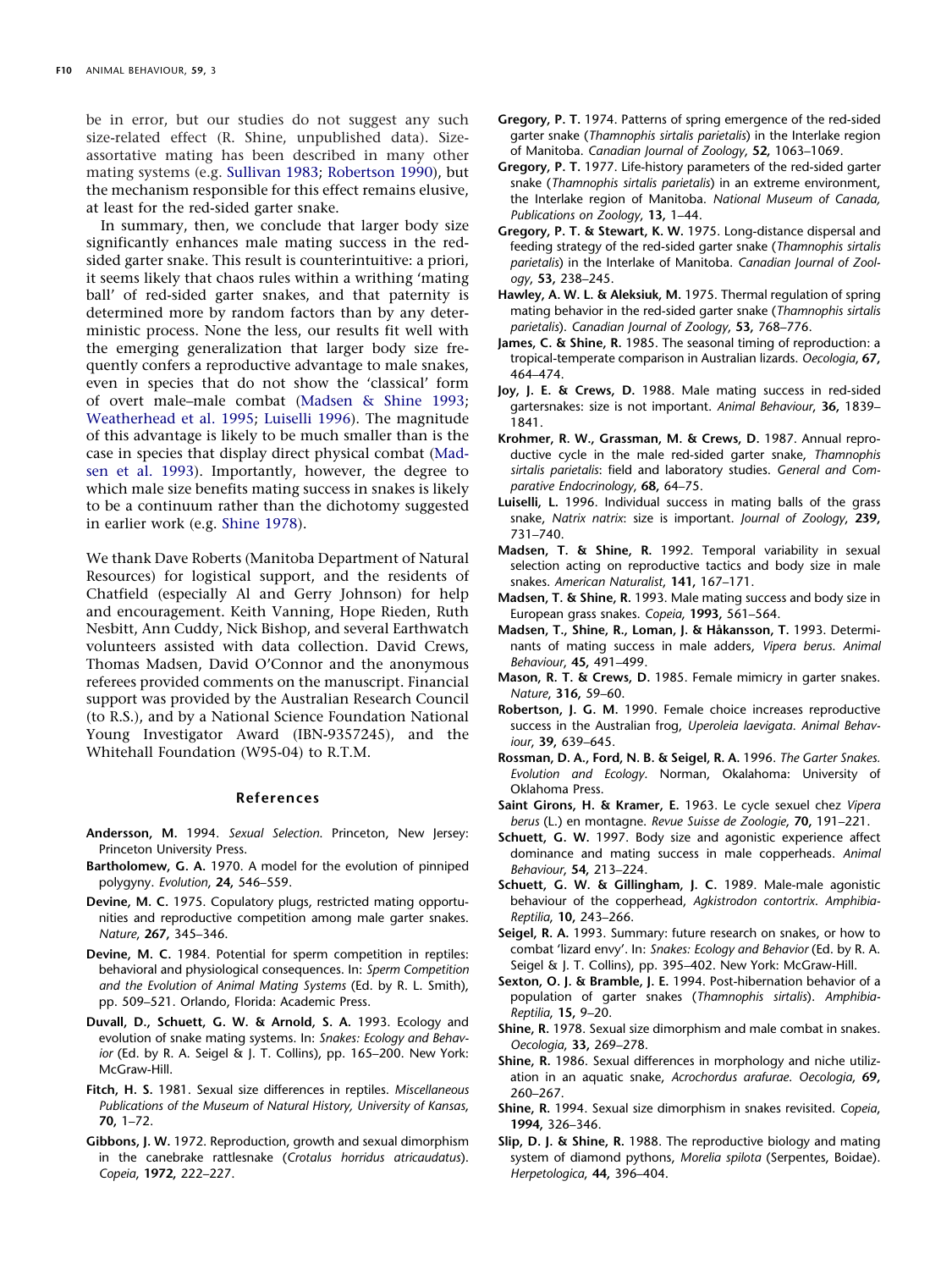be in error, but our studies do not suggest any such size-related effect (R. Shine, unpublished data). Size-assortative mating has been described in many other mating systems (e.g. Sullivan 1983; Robertson 1990), but the mechanism responsible for this effect remains elusive, at least for the red-sided garter snake.

In summary, then, we conclude that larger body size significantly enhances male mating success in the red-sided garter snake. This result is counterintuitive: a priori, it seems likely that chaos rules within a writhing 'mating ball' of red-sided garter snakes, and that paternity is determined more by random factors than by any deterministic process. None the less, our results fit well with the emerging generalization that larger body size frequently confers a reproductive advantage to male snakes, even in species that do not show the 'classical' form of overt male–male combat (Madsen & Shine 1993; Weatherhead et al. 1995; Luiselli 1996). The magnitude of this advantage is likely to be much smaller than is the case in species that display direct physical combat (Madsen et al. 1993). Importantly, however, the degree to which male size benefits mating success in snakes is likely to be a continuum rather than the dichotomy suggested in earlier work (e.g. Shine 1978).

We thank Dave Roberts (Manitoba Department of Natural Resources) for logistical support, and the residents of Chatfield (especially Al and Gerry Johnson) for help and encouragement. Keith Vanning, Hope Rieden, Ruth Nesbitt, Ann Cuddy, Nick Bishop, and several Earthwatch volunteers assisted with data collection. David Crews, Thomas Madsen, David O'Connor and the anonymous referees provided comments on the manuscript. Financial support was provided by the Australian Research Council (to R.S.), and by a National Science Foundation National Young Investigator Award (IBN-9357245), and the Whitehall Foundation (W95-04) to R.T.M.

## References

**Andersson, M.** 1994. *Sexual Selection*. Princeton, New Jersey: Princeton University Press.

**Bartholomew, G. A.** 1970. A model for the evolution of pinniped polygyny. *Evolution*, **24,** 546–559.

**Devine, M. C.** 1975. Copulatory plugs, restricted mating opportunities and reproductive competition among male garter snakes. *Nature*, **267,** 345–346.

**Devine, M. C.** 1984. Potential for sperm competition in reptiles: behavioral and physiological consequences. In: *Sperm Competition and the Evolution of Animal Mating Systems* (Ed. by R. L. Smith), pp. 509–521. Orlando, Florida: Academic Press.

**Duvall, D., Schuett, G. W. & Arnold, S. A.** 1993. Ecology and evolution of snake mating systems. In: *Snakes: Ecology and Behavior* (Ed. by R. A. Seigel & J. T. Collins), pp. 165–200. New York: McGraw-Hill.

**Fitch, H. S.** 1981. Sexual size differences in reptiles. *Miscellaneous Publications of the Museum of Natural History, University of Kansas*, **70,** 1–72.

**Gibbons, J. W.** 1972. Reproduction, growth and sexual dimorphism in the canebrake rattlesnake (*Crotalus horridus atricaudatus*). *Copeia*, **1972,** 222–227.

**Gregory, P. T.** 1974. Patterns of spring emergence of the red-sided garter snake (*Thamnophis sirtalis parietalis*) in the Interlake region of Manitoba. *Canadian Journal of Zoology*, **52,** 1063–1069.

**Gregory, P. T.** 1977. Life-history parameters of the red-sided garter snake (*Thamnophis sirtalis parietalis*) in an extreme environment, the Interlake region of Manitoba. *National Museum of Canada, Publications on Zoology*, **13,** 1–44.

**Gregory, P. T. & Stewart, K. W.** 1975. Long-distance dispersal and feeding strategy of the red-sided garter snake (*Thamnophis sirtalis parietalis*) in the Interlake of Manitoba. *Canadian Journal of Zoology*, **53,** 238–245.

**Hawley, A. W. L. & Aleksiuk, M.** 1975. Thermal regulation of spring mating behavior in the red-sided garter snake (*Thamnophis sirtalis parietalis*). *Canadian Journal of Zoology*, **53,** 768–776.

**James, C. & Shine, R.** 1985. The seasonal timing of reproduction: a tropical-temperate comparison in Australian lizards. *Oecologia*, **67,** 464–474.

**Joy, J. E. & Crews, D.** 1988. Male mating success in red-sided gartersnakes: size is not important. *Animal Behaviour*, **36,** 1839–1841.

**Krohmer, R. W., Grassman, M. & Crews, D.** 1987. Annual reproductive cycle in the male red-sided garter snake, *Thamnophis sirtalis parietalis*: field and laboratory studies. *General and Comparative Endocrinology*, **68,** 64–75.

**Luiselli, L.** 1996. Individual success in mating balls of the grass snake, *Natrix natrix*: size is important. *Journal of Zoology*, **239,** 731–740.

**Madsen, T. & Shine, R.** 1992. Temporal variability in sexual selection acting on reproductive tactics and body size in male snakes. *American Naturalist*, **141,** 167–171.

**Madsen, T. & Shine, R.** 1993. Male mating success and body size in European grass snakes. *Copeia*, **1993,** 561–564.

**Madsen, T., Shine, R., Loman, J. & Håkansson, T.** 1993. Determinants of mating success in male adders, *Vipera berus*. *Animal Behaviour*, **45,** 491–499.

**Mason, R. T. & Crews, D.** 1985. Female mimicry in garter snakes. *Nature*, **316,** 59–60.

**Robertson, J. G. M.** 1990. Female choice increases reproductive success in the Australian frog, *Uperoleia laevigata*. *Animal Behaviour*, **39,** 639–645.

**Rossman, D. A., Ford, N. B. & Seigel, R. A.** 1996. *The Garter Snakes. Evolution and Ecology*. Norman, Okalahoma: University of Oklahoma Press.

**Saint Girons, H. & Kramer, E.** 1963. Le cycle sexuel chez *Vipera berus* (L.) en montagne. *Revue Suisse de Zoologie*, **70,** 191–221.

**Schuett, G. W.** 1997. Body size and agonistic experience affect dominance and mating success in male copperheads. *Animal Behaviour*, **54,** 213–224.

**Schuett, G. W. & Gillingham, J. C.** 1989. Male-male agonistic behaviour of the copperhead, *Agkistrodon contortrix*. *Amphibia-Reptilia*, **10,** 243–266.

**Seigel, R. A.** 1993. Summary: future research on snakes, or how to combat 'lizard envy'. In: *Snakes: Ecology and Behavior* (Ed. by R. A. Seigel & J. T. Collins), pp. 395–402. New York: McGraw-Hill.

**Sexton, O. J. & Bramble, J. E.** 1994. Post-hibernation behavior of a population of garter snakes (*Thamnophis sirtalis*). *Amphibia-Reptilia*, **15,** 9–20.

**Shine, R.** 1978. Sexual size dimorphism and male combat in snakes. *Oecologia*, **33,** 269–278.

**Shine, R.** 1986. Sexual differences in morphology and niche utilization in an aquatic snake, *Acrochordus arafurae*. *Oecologia*, **69,** 260–267.

**Shine, R.** 1994. Sexual size dimorphism in snakes revisited. *Copeia*, **1994,** 326–346.

**Slip, D. J. & Shine, R.** 1988. The reproductive biology and mating system of diamond pythons, *Morelia spilota* (Serpentes, Boidae). *Herpetologica*, **44,** 396–404.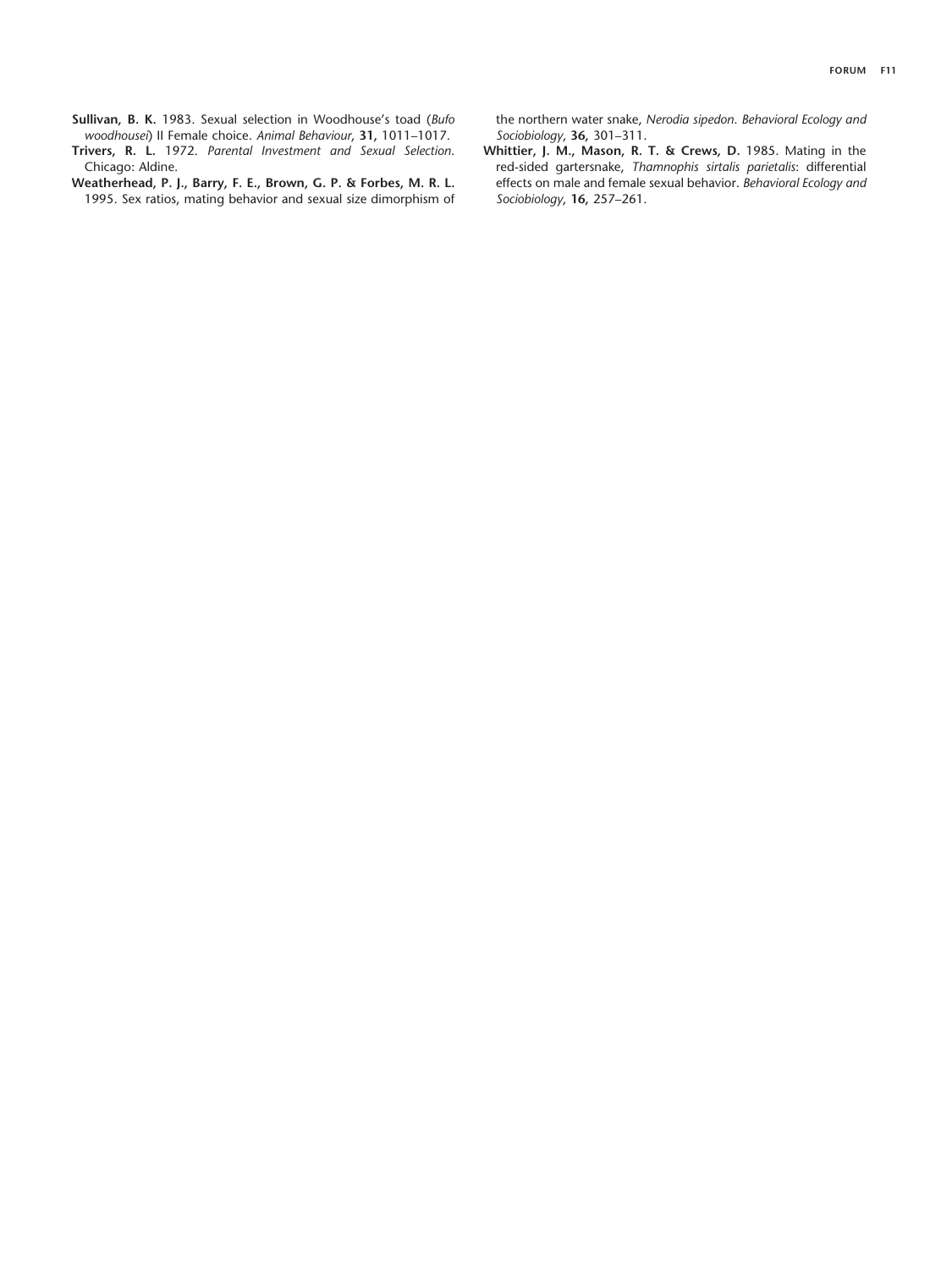**Sullivan, B. K.** 1983. Sexual selection in Woodhouse's toad (*Bufo woodhousei*) II Female choice. *Animal Behaviour*, **31,** 1011–1017.

**Trivers, R. L.** 1972. *Parental Investment and Sexual Selection*. Chicago: Aldine.

**Weatherhead, P. J., Barry, F. E., Brown, G. P. & Forbes, M. R. L.** 1995. Sex ratios, mating behavior and sexual size dimorphism of the northern water snake, *Nerodia sipedon*. *Behavioral Ecology and Sociobiology*, **36,** 301–311.

**Whittier, J. M., Mason, R. T. & Crews, D.** 1985. Mating in the red-sided gartersnake, *Thamnophis sirtalis parietalis*: differential effects on male and female sexual behavior. *Behavioral Ecology and Sociobiology*, **16,** 257–261.